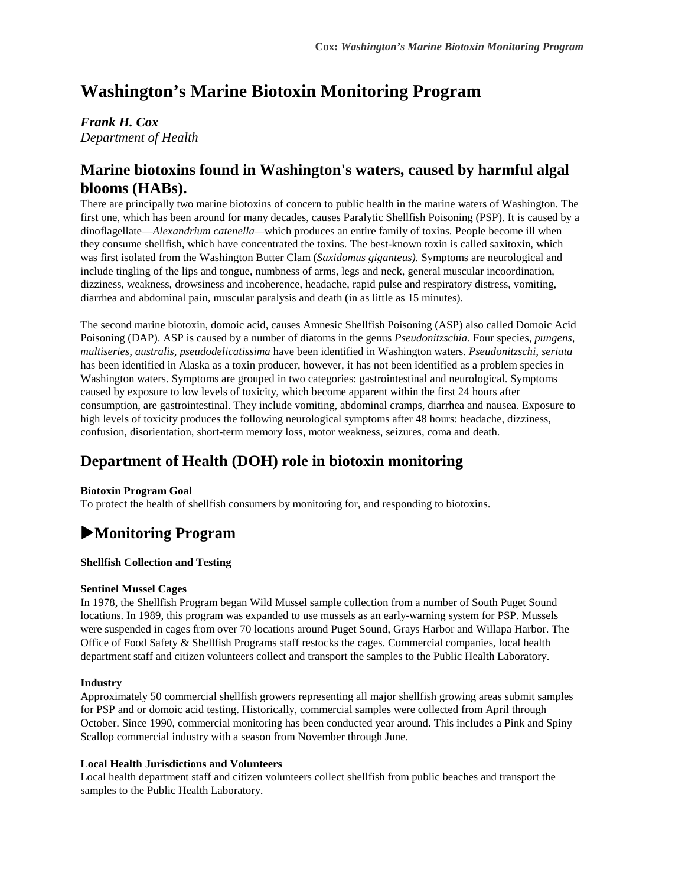# Washington's Marine Biotoxin Monitoring Program

***Frank H. Cox***
*Department of Health*

## Marine biotoxins found in Washington's waters, caused by harmful algal blooms (HABs).

There are principally two marine biotoxins of concern to public health in the marine waters of Washington. The first one, which has been around for many decades, causes Paralytic Shellfish Poisoning (PSP). It is caused by a dinoflagellate—*Alexandrium catenella*—which produces an entire family of toxins. People become ill when they consume shellfish, which have concentrated the toxins. The best-known toxin is called saxitoxin, which was first isolated from the Washington Butter Clam (*Saxidomus giganteus).* Symptoms are neurological and include tingling of the lips and tongue, numbness of arms, legs and neck, general muscular incoordination, dizziness, weakness, drowsiness and incoherence, headache, rapid pulse and respiratory distress, vomiting, diarrhea and abdominal pain, muscular paralysis and death (in as little as 15 minutes).

The second marine biotoxin, domoic acid, causes Amnesic Shellfish Poisoning (ASP) also called Domoic Acid Poisoning (DAP). ASP is caused by a number of diatoms in the genus *Pseudonitzschia.* Four species, *pungens, multiseries, australis, pseudodelicatissima* have been identified in Washington waters*. Pseudonitzschi, seriata* has been identified in Alaska as a toxin producer, however, it has not been identified as a problem species in Washington waters. Symptoms are grouped in two categories: gastrointestinal and neurological. Symptoms caused by exposure to low levels of toxicity, which become apparent within the first 24 hours after consumption, are gastrointestinal. They include vomiting, abdominal cramps, diarrhea and nausea. Exposure to high levels of toxicity produces the following neurological symptoms after 48 hours: headache, dizziness, confusion, disorientation, short-term memory loss, motor weakness, seizures, coma and death.

## Department of Health (DOH) role in biotoxin monitoring

**Biotoxin Program Goal**

To protect the health of shellfish consumers by monitoring for, and responding to biotoxins.

## ▶Monitoring Program

**Shellfish Collection and Testing**

**Sentinel Mussel Cages**

In 1978, the Shellfish Program began Wild Mussel sample collection from a number of South Puget Sound locations. In 1989, this program was expanded to use mussels as an early-warning system for PSP. Mussels were suspended in cages from over 70 locations around Puget Sound, Grays Harbor and Willapa Harbor. The Office of Food Safety & Shellfish Programs staff restocks the cages. Commercial companies, local health department staff and citizen volunteers collect and transport the samples to the Public Health Laboratory.

**Industry**

Approximately 50 commercial shellfish growers representing all major shellfish growing areas submit samples for PSP and or domoic acid testing. Historically, commercial samples were collected from April through October. Since 1990, commercial monitoring has been conducted year around. This includes a Pink and Spiny Scallop commercial industry with a season from November through June.

**Local Health Jurisdictions and Volunteers**

Local health department staff and citizen volunteers collect shellfish from public beaches and transport the samples to the Public Health Laboratory.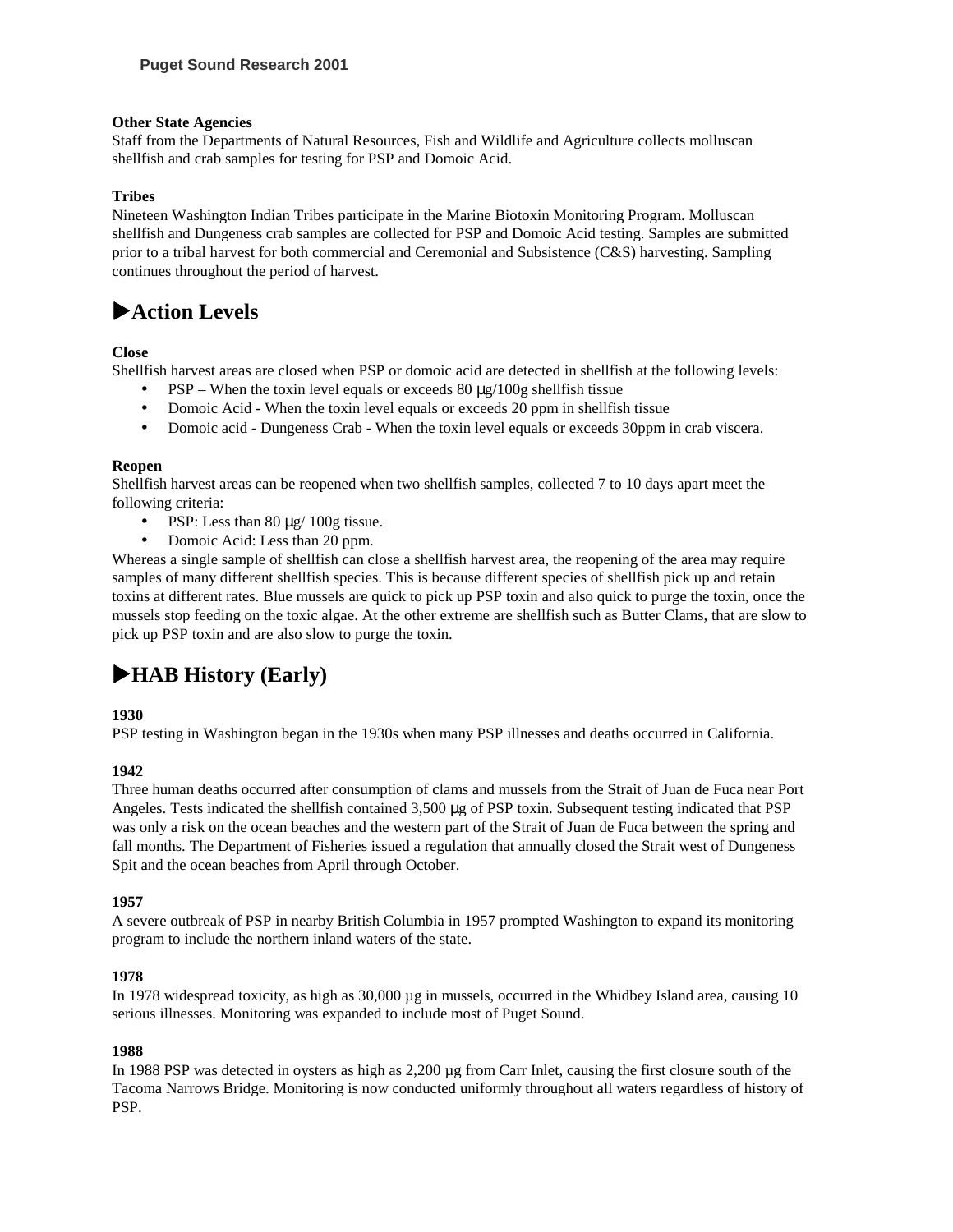**Other State Agencies**

Staff from the Departments of Natural Resources, Fish and Wildlife and Agriculture collects molluscan shellfish and crab samples for testing for PSP and Domoic Acid.

**Tribes**

Nineteen Washington Indian Tribes participate in the Marine Biotoxin Monitoring Program. Molluscan shellfish and Dungeness crab samples are collected for PSP and Domoic Acid testing. Samples are submitted prior to a tribal harvest for both commercial and Ceremonial and Subsistence (C&S) harvesting. Sampling continues throughout the period of harvest.

## ▶Action Levels

**Close**

Shellfish harvest areas are closed when PSP or domoic acid are detected in shellfish at the following levels:

- PSP – When the toxin level equals or exceeds 80 μg/100g shellfish tissue
- Domoic Acid - When the toxin level equals or exceeds 20 ppm in shellfish tissue
- Domoic acid - Dungeness Crab - When the toxin level equals or exceeds 30ppm in crab viscera.

**Reopen**

Shellfish harvest areas can be reopened when two shellfish samples, collected 7 to 10 days apart meet the following criteria:

- PSP: Less than 80 μg/ 100g tissue.
- Domoic Acid: Less than 20 ppm.

Whereas a single sample of shellfish can close a shellfish harvest area, the reopening of the area may require samples of many different shellfish species. This is because different species of shellfish pick up and retain toxins at different rates. Blue mussels are quick to pick up PSP toxin and also quick to purge the toxin, once the mussels stop feeding on the toxic algae. At the other extreme are shellfish such as Butter Clams, that are slow to pick up PSP toxin and are also slow to purge the toxin.

## ▶HAB History (Early)

**1930**

PSP testing in Washington began in the 1930s when many PSP illnesses and deaths occurred in California.

**1942**

Three human deaths occurred after consumption of clams and mussels from the Strait of Juan de Fuca near Port Angeles. Tests indicated the shellfish contained 3,500 μg of PSP toxin. Subsequent testing indicated that PSP was only a risk on the ocean beaches and the western part of the Strait of Juan de Fuca between the spring and fall months. The Department of Fisheries issued a regulation that annually closed the Strait west of Dungeness Spit and the ocean beaches from April through October.

**1957**

A severe outbreak of PSP in nearby British Columbia in 1957 prompted Washington to expand its monitoring program to include the northern inland waters of the state.

**1978**

In 1978 widespread toxicity, as high as 30,000 µg in mussels, occurred in the Whidbey Island area, causing 10 serious illnesses. Monitoring was expanded to include most of Puget Sound.

**1988**

In 1988 PSP was detected in oysters as high as 2,200 µg from Carr Inlet, causing the first closure south of the Tacoma Narrows Bridge. Monitoring is now conducted uniformly throughout all waters regardless of history of PSP.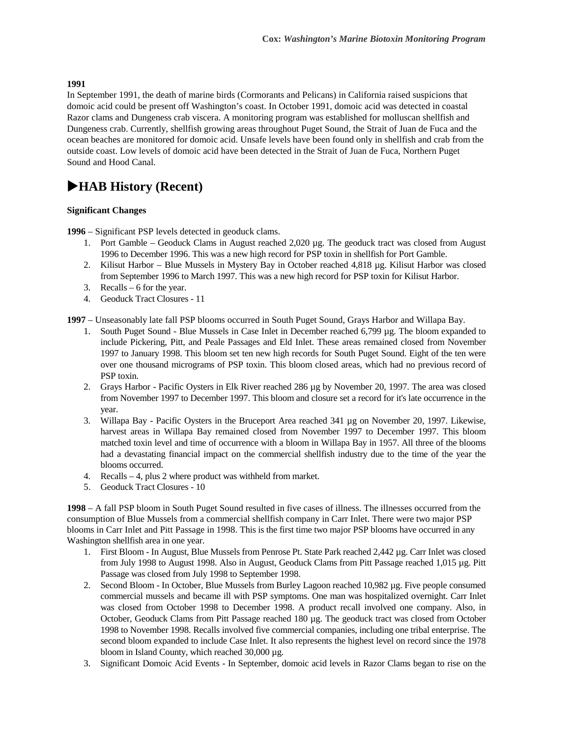**1991**

In September 1991, the death of marine birds (Cormorants and Pelicans) in California raised suspicions that domoic acid could be present off Washington's coast. In October 1991, domoic acid was detected in coastal Razor clams and Dungeness crab viscera. A monitoring program was established for molluscan shellfish and Dungeness crab. Currently, shellfish growing areas throughout Puget Sound, the Strait of Juan de Fuca and the ocean beaches are monitored for domoic acid. Unsafe levels have been found only in shellfish and crab from the outside coast. Low levels of domoic acid have been detected in the Strait of Juan de Fuca, Northern Puget Sound and Hood Canal.

## ▶HAB History (Recent)

**Significant Changes**

**1996** – Significant PSP levels detected in geoduck clams.

1. Port Gamble – Geoduck Clams in August reached 2,020 µg. The geoduck tract was closed from August 1996 to December 1996. This was a new high record for PSP toxin in shellfish for Port Gamble.
2. Kilisut Harbor – Blue Mussels in Mystery Bay in October reached 4,818 µg. Kilisut Harbor was closed from September 1996 to March 1997. This was a new high record for PSP toxin for Kilisut Harbor.
3. Recalls – 6 for the year.
4. Geoduck Tract Closures - 11

**1997** – Unseasonably late fall PSP blooms occurred in South Puget Sound, Grays Harbor and Willapa Bay.

1. South Puget Sound - Blue Mussels in Case Inlet in December reached 6,799 µg. The bloom expanded to include Pickering, Pitt, and Peale Passages and Eld Inlet. These areas remained closed from November 1997 to January 1998. This bloom set ten new high records for South Puget Sound. Eight of the ten were over one thousand micrograms of PSP toxin. This bloom closed areas, which had no previous record of PSP toxin.
2. Grays Harbor - Pacific Oysters in Elk River reached 286 µg by November 20, 1997. The area was closed from November 1997 to December 1997. This bloom and closure set a record for it's late occurrence in the year.
3. Willapa Bay - Pacific Oysters in the Bruceport Area reached 341 µg on November 20, 1997. Likewise, harvest areas in Willapa Bay remained closed from November 1997 to December 1997. This bloom matched toxin level and time of occurrence with a bloom in Willapa Bay in 1957. All three of the blooms had a devastating financial impact on the commercial shellfish industry due to the time of the year the blooms occurred.
4. Recalls – 4, plus 2 where product was withheld from market.
5. Geoduck Tract Closures - 10

**1998** – A fall PSP bloom in South Puget Sound resulted in five cases of illness. The illnesses occurred from the consumption of Blue Mussels from a commercial shellfish company in Carr Inlet. There were two major PSP blooms in Carr Inlet and Pitt Passage in 1998. This is the first time two major PSP blooms have occurred in any Washington shellfish area in one year.

1. First Bloom - In August, Blue Mussels from Penrose Pt. State Park reached 2,442 µg. Carr Inlet was closed from July 1998 to August 1998. Also in August, Geoduck Clams from Pitt Passage reached 1,015 µg. Pitt Passage was closed from July 1998 to September 1998.
2. Second Bloom - In October, Blue Mussels from Burley Lagoon reached 10,982 µg. Five people consumed commercial mussels and became ill with PSP symptoms. One man was hospitalized overnight. Carr Inlet was closed from October 1998 to December 1998. A product recall involved one company. Also, in October, Geoduck Clams from Pitt Passage reached 180 µg. The geoduck tract was closed from October 1998 to November 1998. Recalls involved five commercial companies, including one tribal enterprise. The second bloom expanded to include Case Inlet. It also represents the highest level on record since the 1978 bloom in Island County, which reached 30,000 µg.
3. Significant Domoic Acid Events - In September, domoic acid levels in Razor Clams began to rise on the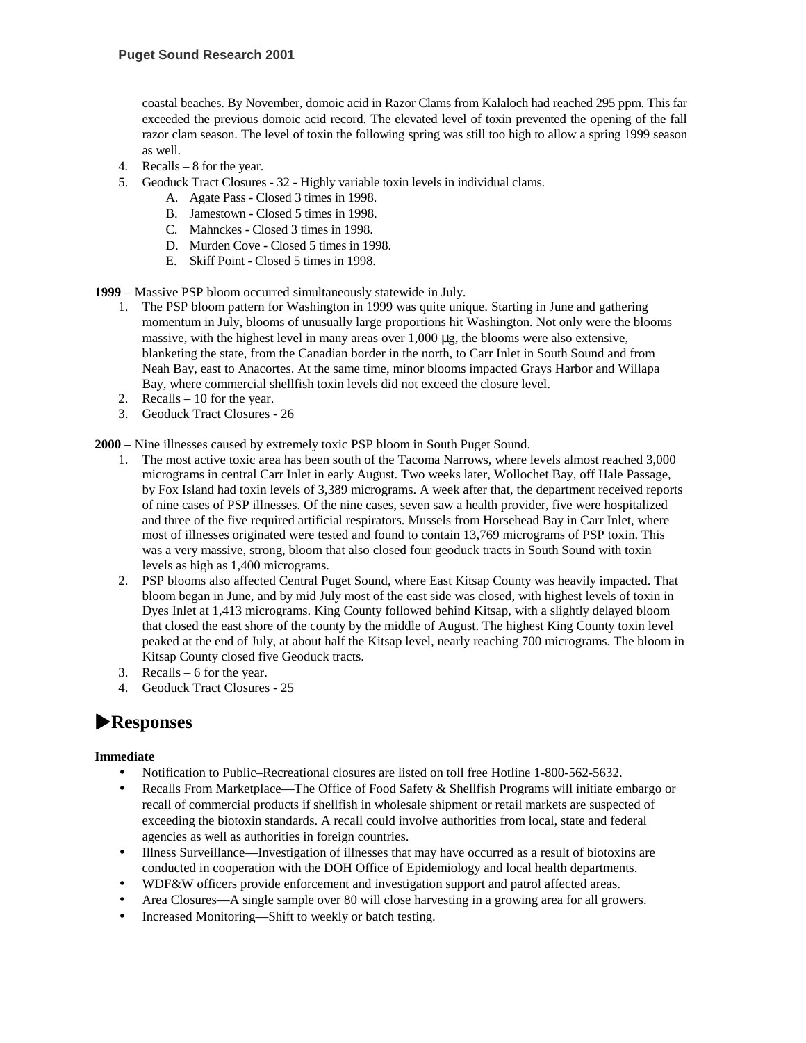coastal beaches. By November, domoic acid in Razor Clams from Kalaloch had reached 295 ppm. This far exceeded the previous domoic acid record. The elevated level of toxin prevented the opening of the fall razor clam season. The level of toxin the following spring was still too high to allow a spring 1999 season as well.

4. Recalls – 8 for the year.
5. Geoduck Tract Closures - 32 - Highly variable toxin levels in individual clams.
   A. Agate Pass - Closed 3 times in 1998.
   B. Jamestown - Closed 5 times in 1998.
   C. Mahnckes - Closed 3 times in 1998.
   D. Murden Cove - Closed 5 times in 1998.
   E. Skiff Point - Closed 5 times in 1998.

**1999** – Massive PSP bloom occurred simultaneously statewide in July.

1. The PSP bloom pattern for Washington in 1999 was quite unique. Starting in June and gathering momentum in July, blooms of unusually large proportions hit Washington. Not only were the blooms massive, with the highest level in many areas over 1,000 μg, the blooms were also extensive, blanketing the state, from the Canadian border in the north, to Carr Inlet in South Sound and from Neah Bay, east to Anacortes. At the same time, minor blooms impacted Grays Harbor and Willapa Bay, where commercial shellfish toxin levels did not exceed the closure level.
2. Recalls – 10 for the year.
3. Geoduck Tract Closures - 26

**2000** – Nine illnesses caused by extremely toxic PSP bloom in South Puget Sound.

1. The most active toxic area has been south of the Tacoma Narrows, where levels almost reached 3,000 micrograms in central Carr Inlet in early August. Two weeks later, Wollochet Bay, off Hale Passage, by Fox Island had toxin levels of 3,389 micrograms. A week after that, the department received reports of nine cases of PSP illnesses. Of the nine cases, seven saw a health provider, five were hospitalized and three of the five required artificial respirators. Mussels from Horsehead Bay in Carr Inlet, where most of illnesses originated were tested and found to contain 13,769 micrograms of PSP toxin. This was a very massive, strong, bloom that also closed four geoduck tracts in South Sound with toxin levels as high as 1,400 micrograms.
2. PSP blooms also affected Central Puget Sound, where East Kitsap County was heavily impacted. That bloom began in June, and by mid July most of the east side was closed, with highest levels of toxin in Dyes Inlet at 1,413 micrograms. King County followed behind Kitsap, with a slightly delayed bloom that closed the east shore of the county by the middle of August. The highest King County toxin level peaked at the end of July, at about half the Kitsap level, nearly reaching 700 micrograms. The bloom in Kitsap County closed five Geoduck tracts.
3. Recalls – 6 for the year.
4. Geoduck Tract Closures - 25

## ▶Responses

**Immediate**

- Notification to Public–Recreational closures are listed on toll free Hotline 1-800-562-5632.
- Recalls From Marketplace—The Office of Food Safety & Shellfish Programs will initiate embargo or recall of commercial products if shellfish in wholesale shipment or retail markets are suspected of exceeding the biotoxin standards. A recall could involve authorities from local, state and federal agencies as well as authorities in foreign countries.
- Illness Surveillance—Investigation of illnesses that may have occurred as a result of biotoxins are conducted in cooperation with the DOH Office of Epidemiology and local health departments.
- WDF&W officers provide enforcement and investigation support and patrol affected areas.
- Area Closures—A single sample over 80 will close harvesting in a growing area for all growers.
- Increased Monitoring—Shift to weekly or batch testing.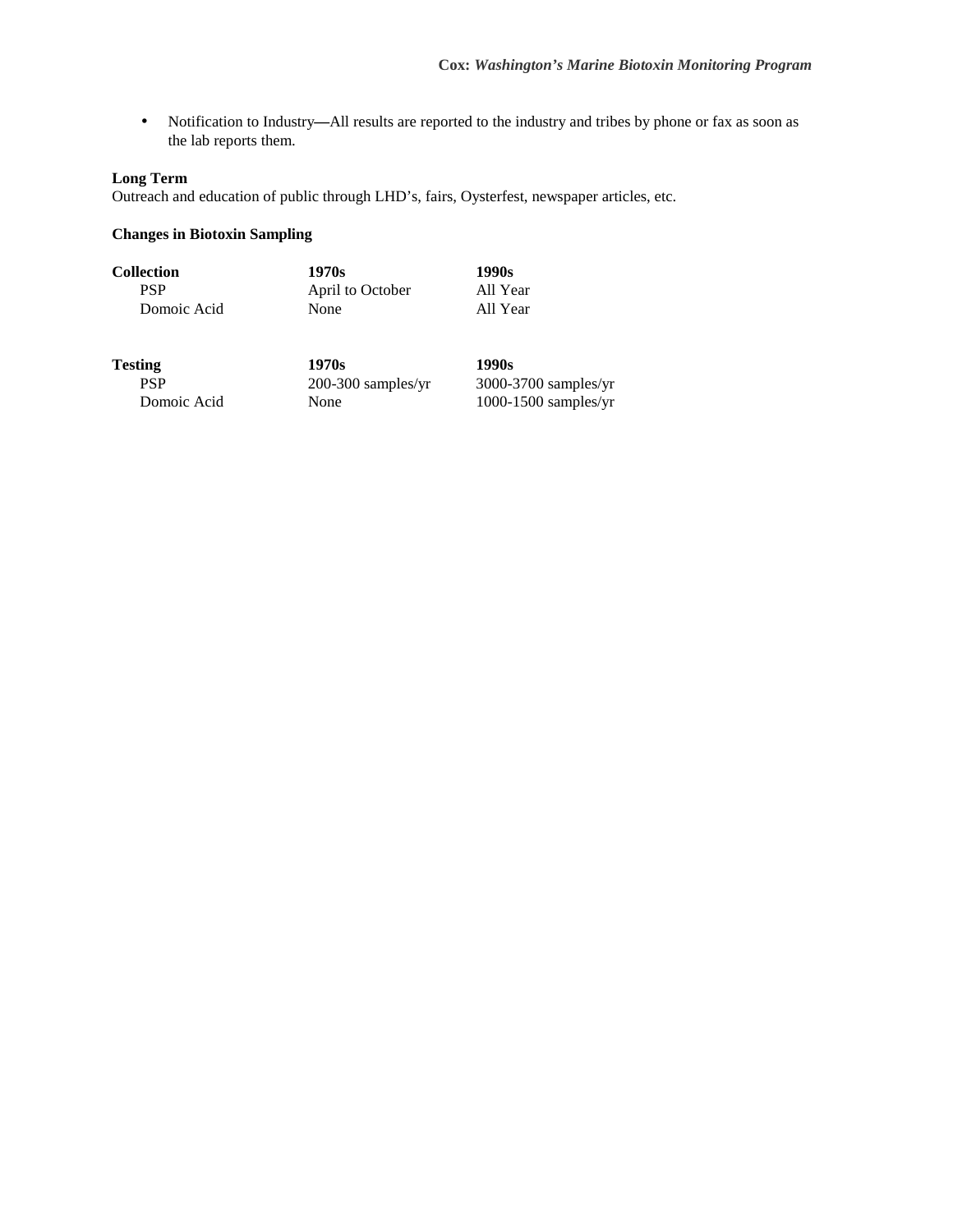- Notification to Industry—All results are reported to the industry and tribes by phone or fax as soon as the lab reports them.

**Long Term**

Outreach and education of public through LHD's, fairs, Oysterfest, newspaper articles, etc.

**Changes in Biotoxin Sampling**

| **Collection** | **1970s** | **1990s** |
|---|---|---|
| PSP | April to October | All Year |
| Domoic Acid | None | All Year |

| **Testing** | **1970s** | **1990s** |
|---|---|---|
| PSP | 200-300 samples/yr | 3000-3700 samples/yr |
| Domoic Acid | None | 1000-1500 samples/yr |